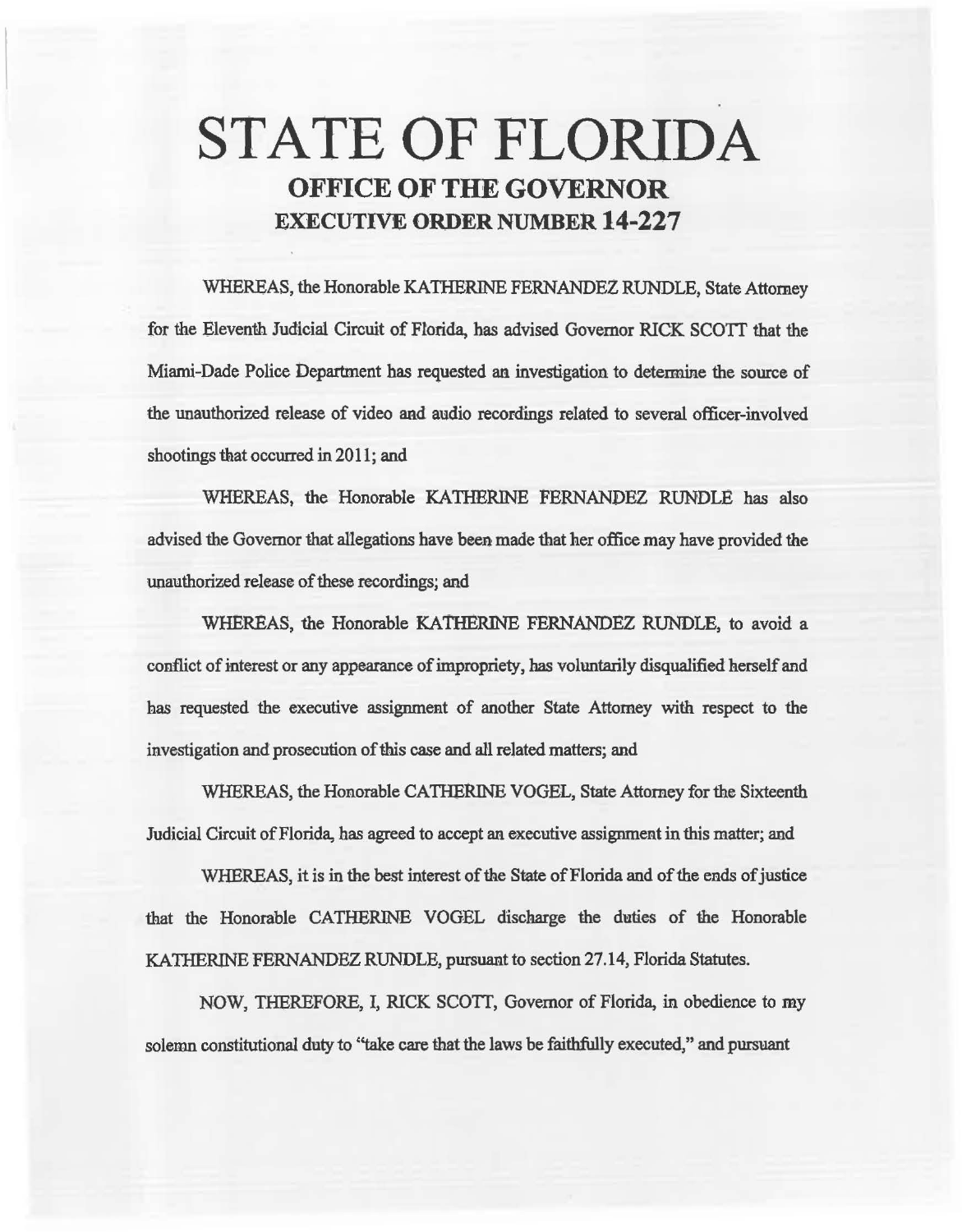# STATE OF FLORIDA

## OFFICE OF THE GOVERNOR

## EXECUTIVE ORDER NUMBER 14-227

WHEREAS, the Honorable KATHERINE FERNANDEZ RUNDLE, State Attorney for the Eleventh Judicial Circuit of Florida, has advised Governor RICK SCOTT that the Miami-Dade Police Department has requested an investigation to determine the source of the unauthorized release of video and audio recordings related to several officer-involved shootings that occurred in 2011; and

WHEREAS, the Honorable KATHERINE FERNANDEZ RUNDLE has also advised the Governor that allegations have been made that her office may have provided the unauthorized release of these recordings; and

WHEREAS, the Honorable KATHERINE FERNANDEZ RUNDLE, to avoid a conflict of interest or any appearance of impropriety, has voluntarily disqualified herself and has requested the executive assignment of another State Attorney with respect to the investigation and prosecution of this case and all related matters; and

WHEREAS, the Honorable CATHERINE VOGEL, State Attorney for the Sixteenth Judicial Circuit of Florida, has agreed to accept an executive assignment in this matter; and

WHEREAS, it is in the best interest of the State of Florida and of the ends of justice that the Honorable CATHERINE VOGEL discharge the duties of the Honorable KATHERINE FERNANDEZ RUNDLE, pursuant to section 27.14, Florida Statutes.

NOW, THEREFORE, I, RICK SCOTT, Governor of Florida, in obedience to my solemn constitutional duty to "take care that the laws be faithfully executed," and pursuant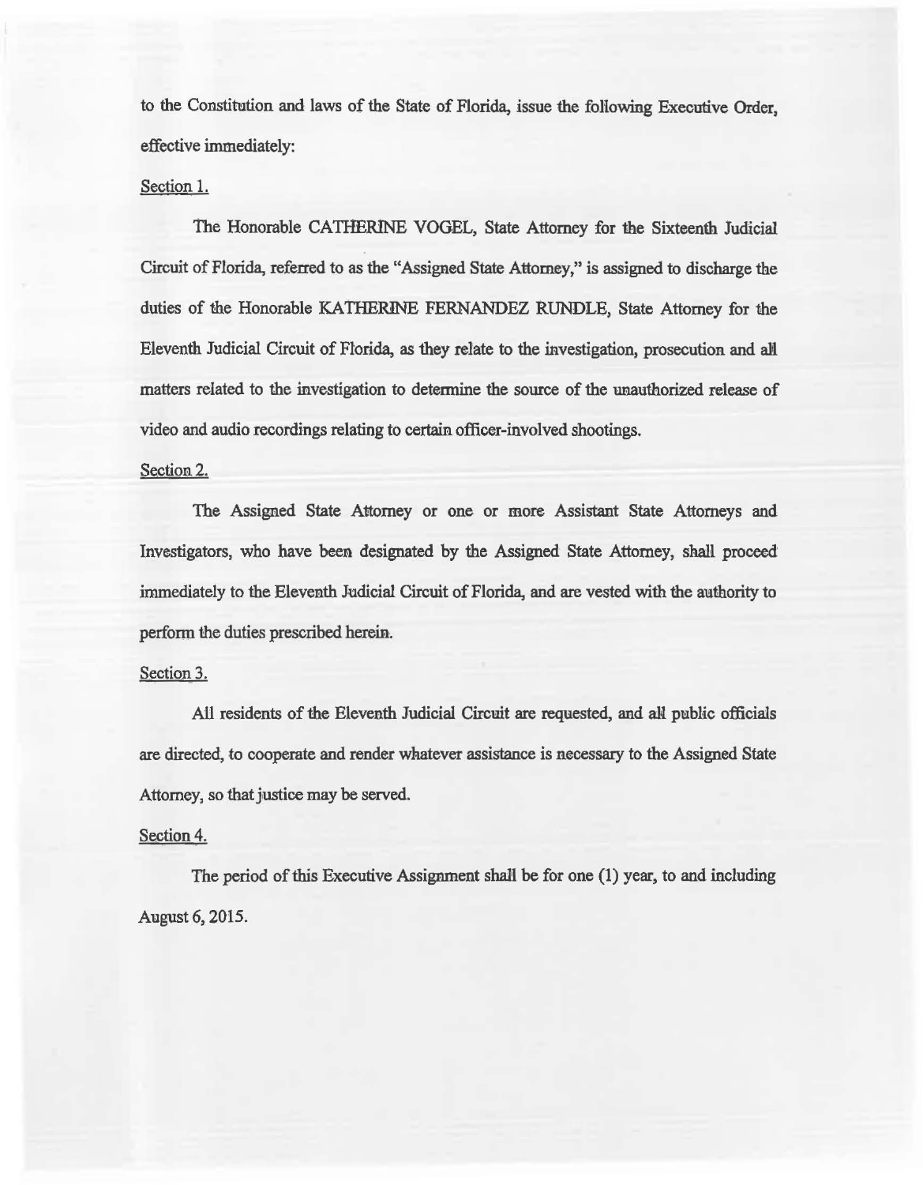to the Constitution and laws of the State of Florida, issue the following Executive Order, effective immediately:

Section 1.

The Honorable CATHERINE VOGEL, State Attorney for the Sixteenth Judicial Circuit of Florida, referred to as the "Assigned State Attorney," is assigned to discharge the duties of the Honorable KATHERINE FERNANDEZ RUNDLE, State Attorney for the Eleventh Judicial Circuit of Florida, as they relate to the investigation, prosecution and all matters related to the investigation to determine the source of the unauthorized release of video and audio recordings relating to certain officer-involved shootings.

Section 2.

The Assigned State Attorney or one or more Assistant State Attorneys and Investigators, who have been designated by the Assigned State Attorney, shall proceed immediately to the Eleventh Judicial Circuit of Florida, and are vested with the authority to perform the duties prescribed herein.

Section 3.

All residents of the Eleventh Judicial Circuit are requested, and all public officials are directed, to cooperate and render whatever assistance is necessary to the Assigned State Attorney, so that justice may be served.

Section 4.

The period of this Executive Assignment shall be for one (1) year, to and including August 6, 2015.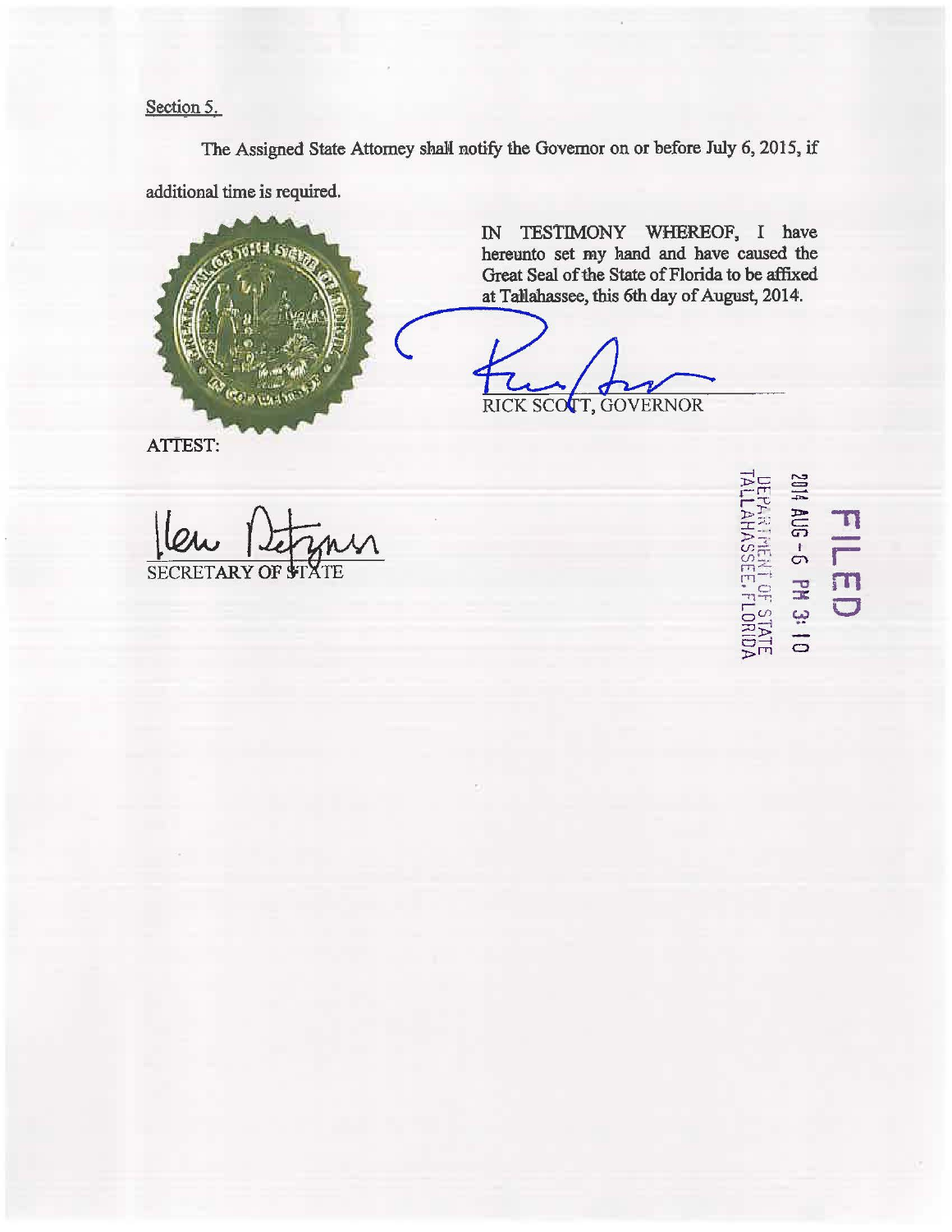Section 5.

The Assigned State Attorney shall notify the Governor on or before July 6, 2015, if additional time is required.

IN TESTIMONY WHEREOF, I have hereunto set my hand and have caused the Great Seal of the State of Florida to be affixed at Tallahassee, this 6th day of August, 2014.

RICK SCOTT, GOVERNOR

ATTEST:

SECRETARY OF STATE

FILED

2014 AUG -6 PM 3:10

DEPARTMENT OF STATE
TALLAHASSEE, FLORIDA